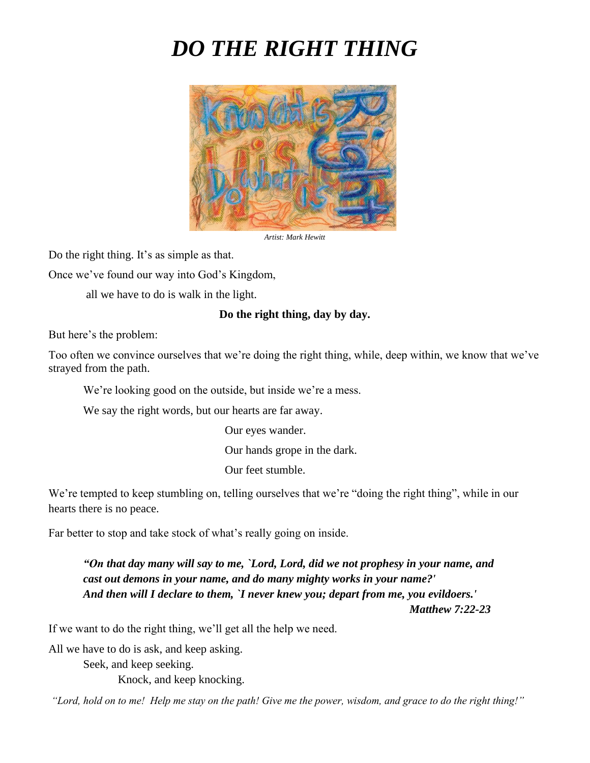# *DO THE RIGHT THING*

*Artist: Mark Hewitt*

Do the right thing. It's as simple as that.

Once we've found our way into God's Kingdom,

all we have to do is walk in the light.

**Do the right thing, day by day.**

But here's the problem:

Too often we convince ourselves that we're doing the right thing, while, deep within, we know that we've strayed from the path.

We're looking good on the outside, but inside we're a mess.

We say the right words, but our hearts are far away.

Our eyes wander.

Our hands grope in the dark.

Our feet stumble.

We're tempted to keep stumbling on, telling ourselves that we're "doing the right thing", while in our hearts there is no peace.

Far better to stop and take stock of what's really going on inside.

> ***"On that day many will say to me, `Lord, Lord, did we not prophesy in your name, and cast out demons in your name, and do many mighty works in your name?' And then will I declare to them, `I never knew you; depart from me, you evildoers.'***
>
> ***Matthew 7:22-23***

If we want to do the right thing, we'll get all the help we need.

All we have to do is ask, and keep asking.

Seek, and keep seeking.

Knock, and keep knocking.

*"Lord, hold on to me! Help me stay on the path! Give me the power, wisdom, and grace to do the right thing!"*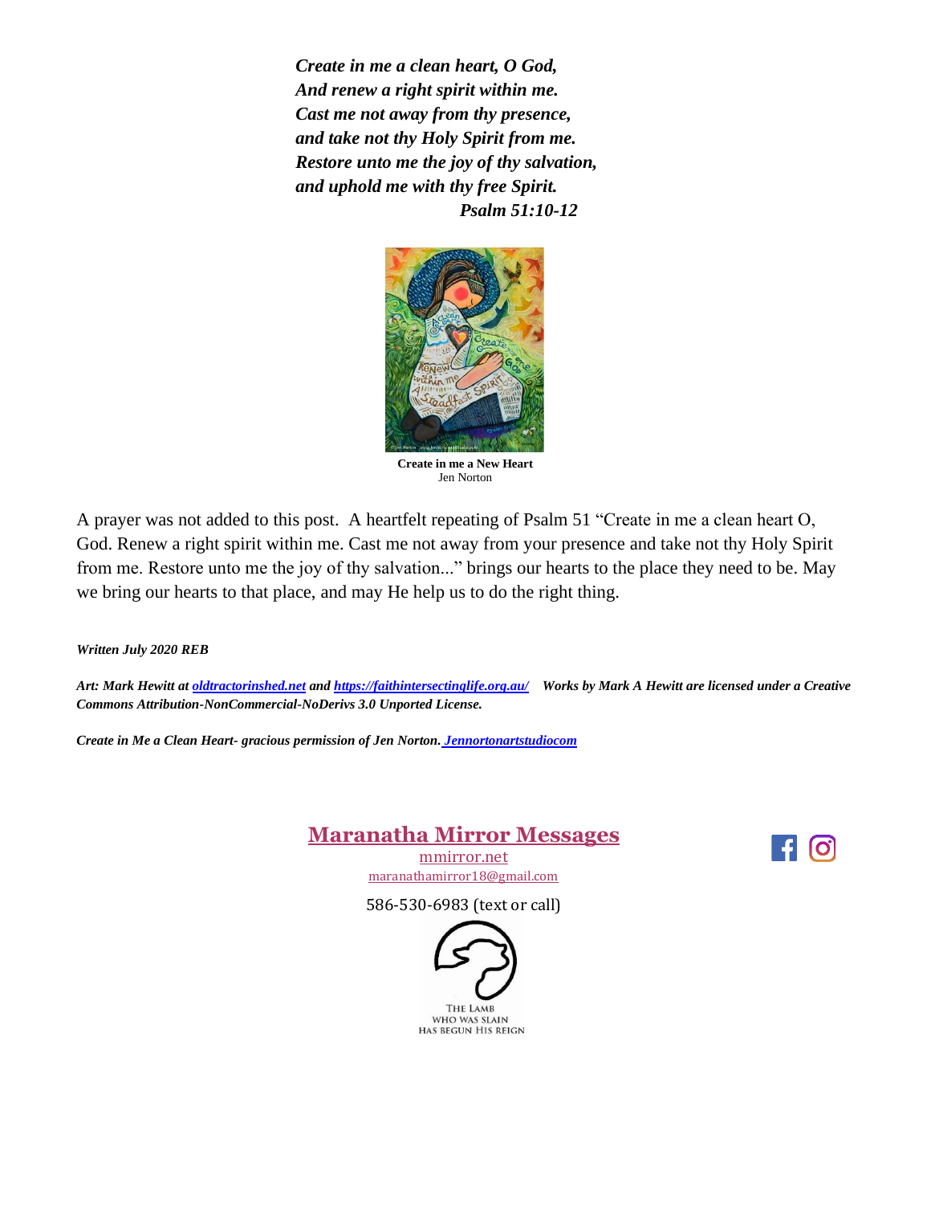*Create in me a clean heart, O God,*
*And renew a right spirit within me.*
*Cast me not away from thy presence,*
*and take not thy Holy Spirit from me.*
*Restore unto me the joy of thy salvation,*
*and uphold me with thy free Spirit.*
***Psalm 51:10-12***

**Create in me a New Heart**
Jen Norton

A prayer was not added to this post. A heartfelt repeating of Psalm 51 "Create in me a clean heart O, God. Renew a right spirit within me. Cast me not away from your presence and take not thy Holy Spirit from me. Restore unto me the joy of thy salvation..." brings our hearts to the place they need to be. May we bring our hearts to that place, and may He help us to do the right thing.

***Written July 2020 REB***

***Art: Mark Hewitt at oldtractorinshed.net and https://faithintersectinglife.org.au/ Works by Mark A Hewitt are licensed under a Creative Commons Attribution-NonCommercial-NoDerivs 3.0 Unported License.***

***Create in Me a Clean Heart- gracious permission of Jen Norton. Jennortonartstudiocom***

## Maranatha Mirror Messages

mmirror.net
maranathamirror18@gmail.com

586-530-6983 (text or call)

THE LAMB
WHO WAS SLAIN
HAS BEGUN HIS REIGN